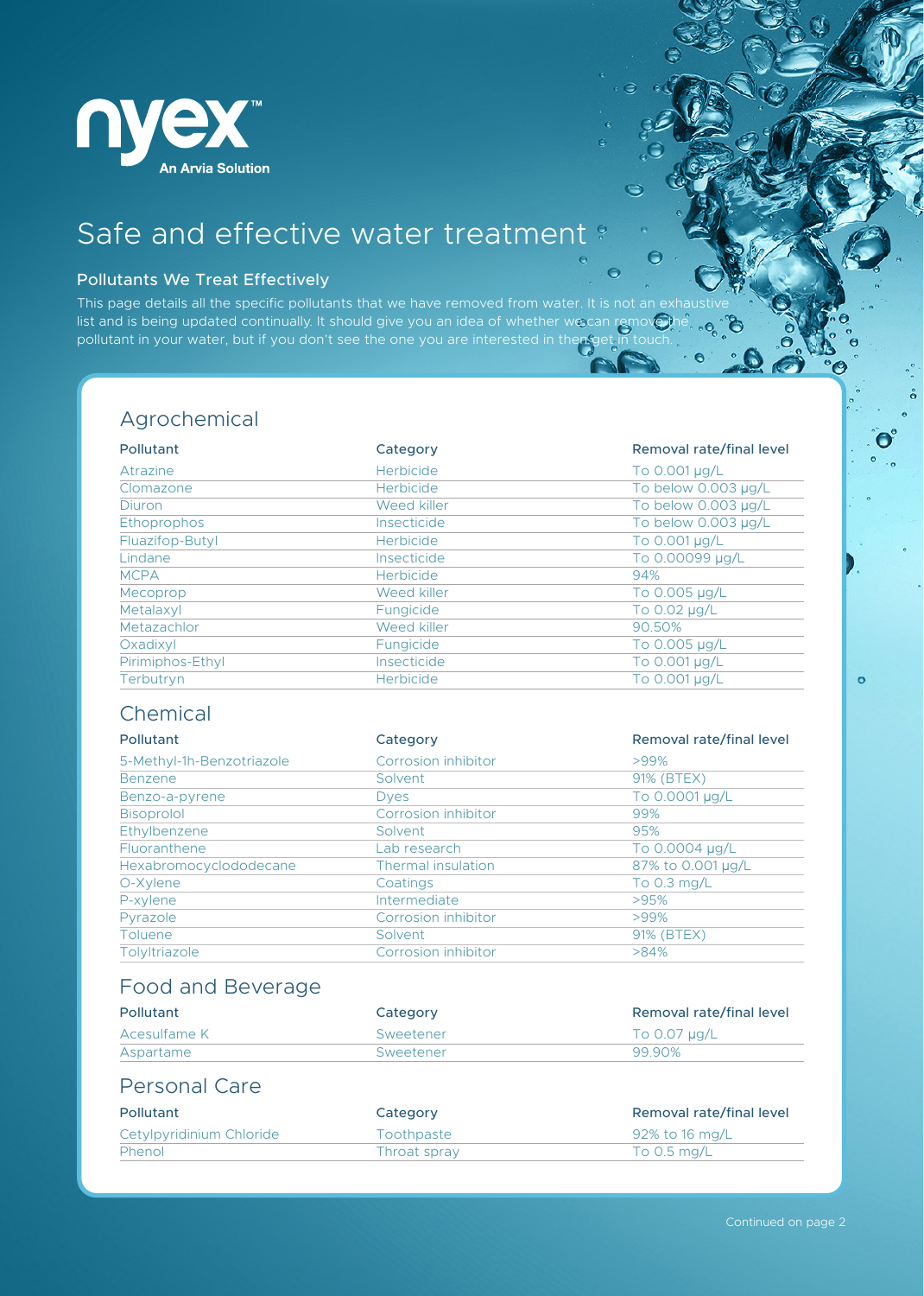nyex™
An Arvia Solution

# Safe and effective water treatment

## Pollutants We Treat Effectively

This page details all the specific pollutants that we have removed from water. It is not an exhaustive list and is being updated continually. It should give you an idea of whether we can remove the pollutant in your water, but if you don't see the one you are interested in then get in touch.

### Agrochemical

| Pollutant | Category | Removal rate/final level |
|---|---|---|
| Atrazine | Herbicide | To 0.001 μg/L |
| Clomazone | Herbicide | To below 0.003 μg/L |
| Diuron | Weed killer | To below 0.003 μg/L |
| Ethoprophos | Insecticide | To below 0.003 μg/L |
| Fluazifop-Butyl | Herbicide | To 0.001 μg/L |
| Lindane | Insecticide | To 0.00099 μg/L |
| MCPA | Herbicide | 94% |
| Mecoprop | Weed killer | To 0.005 μg/L |
| Metalaxyl | Fungicide | To 0.02 μg/L |
| Metazachlor | Weed killer | 90.50% |
| Oxadixyl | Fungicide | To 0.005 μg/L |
| Pirimiphos-Ethyl | Insecticide | To 0.001 μg/L |
| Terbutryn | Herbicide | To 0.001 μg/L |

### Chemical

| Pollutant | Category | Removal rate/final level |
|---|---|---|
| 5-Methyl-1h-Benzotriazole | Corrosion inhibitor | >99% |
| Benzene | Solvent | 91% (BTEX) |
| Benzo-a-pyrene | Dyes | To 0.0001 μg/L |
| Bisoprolol | Corrosion inhibitor | 99% |
| Ethylbenzene | Solvent | 95% |
| Fluoranthene | Lab research | To 0.0004 μg/L |
| Hexabromocyclododecane | Thermal insulation | 87% to 0.001 μg/L |
| O-Xylene | Coatings | To 0.3 mg/L |
| P-xylene | Intermediate | >95% |
| Pyrazole | Corrosion inhibitor | >99% |
| Toluene | Solvent | 91% (BTEX) |
| Tolyltriazole | Corrosion inhibitor | >84% |

### Food and Beverage

| Pollutant | Category | Removal rate/final level |
|---|---|---|
| Acesulfame K | Sweetener | To 0.07 μg/L |
| Aspartame | Sweetener | 99.90% |

### Personal Care

| Pollutant | Category | Removal rate/final level |
|---|---|---|
| Cetylpyridinium Chloride | Toothpaste | 92% to 16 mg/L |
| Phenol | Throat spray | To 0.5 mg/L |

Continued on page 2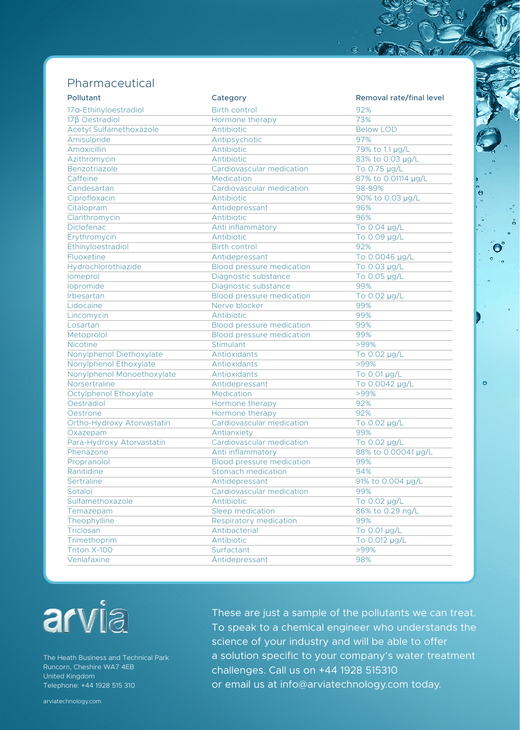## Pharmaceutical

| Pollutant | Category | Removal rate/final level |
|---|---|---|
| 17α-Ethinyloestradiol | Birth control | 92% |
| 17β Oestradiol | Hormone therapy | 73% |
| Acetyl Sulfamethoxazole | Antibiotic | Below LOD |
| Amisulpride | Antipsychotic | 97% |
| Amoxicillin | Antibiotic | 79% to 1.1 µg/L |
| Azithromycin | Antibiotic | 83% to 0.03 µg/L |
| Benzotriazole | Cardiovascular medication | To 0.75 µg/L |
| Caffeine | Medication | 87% to 0.01114 µg/L |
| Candesartan | Cardiovascular medication | 98-99% |
| Ciprofloxacin | Antibiotic | 90% to 0.03 µg/L |
| Citalopram | Antidepressant | 96% |
| Clarithromycin | Antibiotic | 96% |
| Diclofenac | Anti inflammatory | To 0.04 µg/L |
| Erythromycin | Antibiotic | To 0.09 µg/L |
| Ethinyloestradiol | Birth control | 92% |
| Fluoxetine | Antidepressant | To 0.0046 µg/L |
| Hydrochlorothiazide | Blood pressure medication | To 0.03 µg/L |
| Iomeprol | Diagnostic substance | To 0.05 µg/L |
| Iopromide | Diagnostic substance | 99% |
| Irbesartan | Blood pressure medication | To 0.02 µg/L |
| Lidocaine | Nerve blocker | 99% |
| Lincomycin | Antibiotic | 99% |
| Losartan | Blood pressure medication | 99% |
| Metoprolol | Blood pressure medication | 99% |
| Nicotine | Stimulant | >99% |
| Nonylphenol Diethoxylate | Antioxidants | To 0.02 µg/L |
| Nonylphenol Ethoxylate | Antioxidants | >99% |
| Nonylphenol Monoethoxylate | Antioxidants | To 0.01 µg/L |
| Norsertraline | Antidepressant | To 0.0042 µg/L |
| Octylphenol Ethoxylate | Medication | >99% |
| Oestradiol | Hormone therapy | 92% |
| Oestrone | Hormone therapy | 92% |
| Ortho-Hydroxy Atorvastatin | Cardiovascular medication | To 0.02 µg/L |
| Oxazepam | Antianxiety | 99% |
| Para-Hydroxy Atorvastatin | Cardiovascular medication | To 0.02 µg/L |
| Phenazone | Anti inflammatory | 88% to 0.00041 µg/L |
| Propranolol | Blood pressure medication | 99% |
| Ranitidine | Stomach medication | 94% |
| Sertraline | Antidepressant | 91% to 0.004 µg/L |
| Sotalol | Cardiovascular medication | 99% |
| Sulfamethoxazole | Antibiotic | To 0.02 µg/L |
| Temazepam | Sleep medication | 86% to 0.29 ng/L |
| Theophylline | Respiratory medication | 99% |
| Triclosan | Antibacterial | To 0.01 µg/L |
| Trimethoprim | Antibiotic | To 0.012 µg/L |
| Triton X-100 | Surfactant | >99% |
| Venlafaxine | Antidepressant | 98% |

arvia

The Heath Business and Technical Park
Runcorn, Cheshire WA7 4EB
United Kingdom
Telephone: +44 1928 515 310

arviatechnology.com

These are just a sample of the pollutants we can treat. To speak to a chemical engineer who understands the science of your industry and will be able to offer a solution specific to your company's water treatment challenges. Call us on +44 1928 515310 or email us at info@arviatechnology.com today.